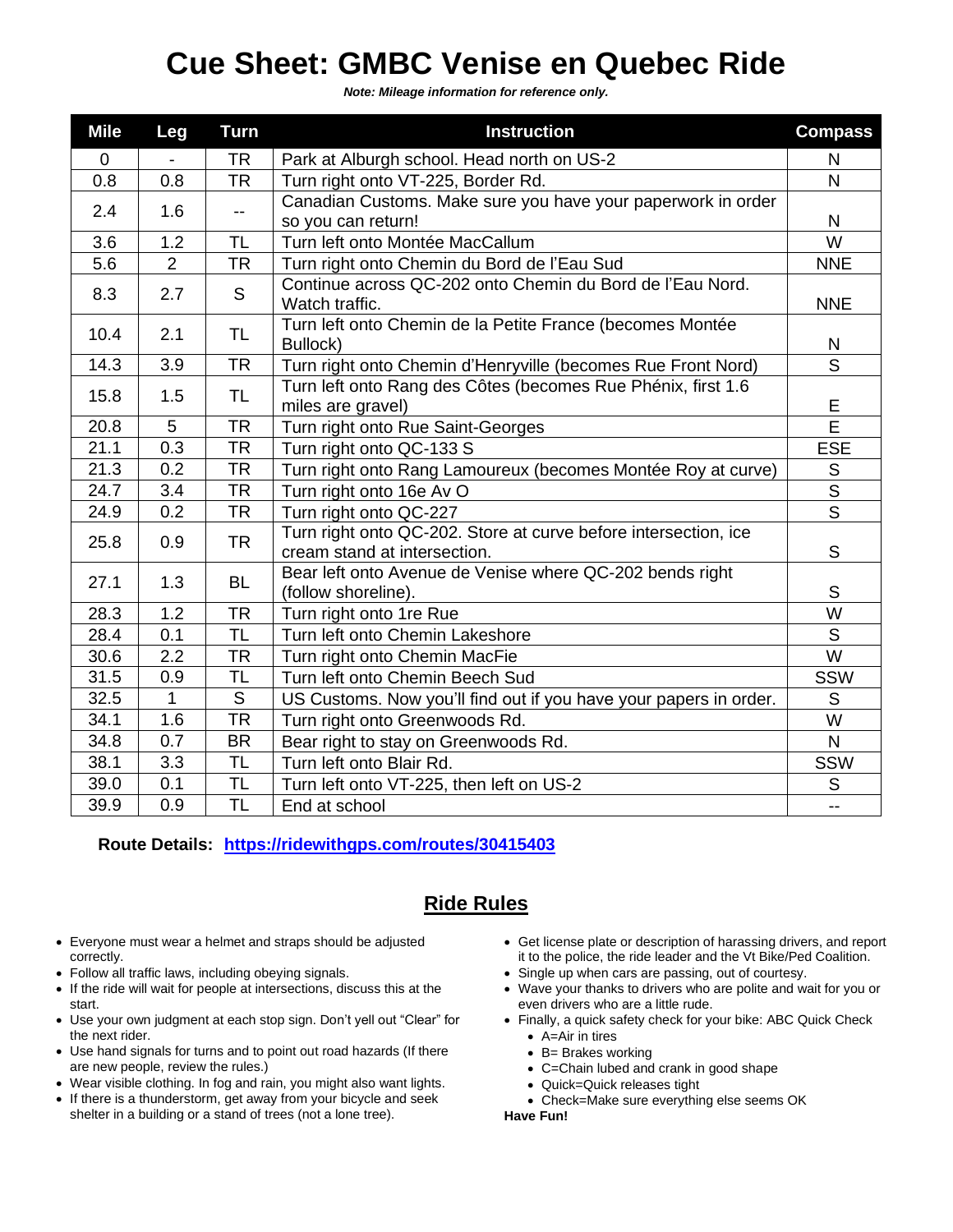# Cue Sheet: GMBC Venise en Quebec Ride

***Note: Mileage information for reference only.***

| Mile | Leg | Turn | Instruction | Compass |
|---|---|---|---|---|
| 0 | - | TR | Park at Alburgh school. Head north on US-2 | N |
| 0.8 | 0.8 | TR | Turn right onto VT-225, Border Rd. | N |
| 2.4 | 1.6 | -- | Canadian Customs. Make sure you have your paperwork in order so you can return! | N |
| 3.6 | 1.2 | TL | Turn left onto Montée MacCallum | W |
| 5.6 | 2 | TR | Turn right onto Chemin du Bord de l'Eau Sud | NNE |
| 8.3 | 2.7 | S | Continue across QC-202 onto Chemin du Bord de l'Eau Nord. Watch traffic. | NNE |
| 10.4 | 2.1 | TL | Turn left onto Chemin de la Petite France (becomes Montée Bullock) | N |
| 14.3 | 3.9 | TR | Turn right onto Chemin d'Henryville (becomes Rue Front Nord) | S |
| 15.8 | 1.5 | TL | Turn left onto Rang des Côtes (becomes Rue Phénix, first 1.6 miles are gravel) | E |
| 20.8 | 5 | TR | Turn right onto Rue Saint-Georges | E |
| 21.1 | 0.3 | TR | Turn right onto QC-133 S | ESE |
| 21.3 | 0.2 | TR | Turn right onto Rang Lamoureux (becomes Montée Roy at curve) | S |
| 24.7 | 3.4 | TR | Turn right onto 16e Av O | S |
| 24.9 | 0.2 | TR | Turn right onto QC-227 | S |
| 25.8 | 0.9 | TR | Turn right onto QC-202. Store at curve before intersection, ice cream stand at intersection. | S |
| 27.1 | 1.3 | BL | Bear left onto Avenue de Venise where QC-202 bends right (follow shoreline). | S |
| 28.3 | 1.2 | TR | Turn right onto 1re Rue | W |
| 28.4 | 0.1 | TL | Turn left onto Chemin Lakeshore | S |
| 30.6 | 2.2 | TR | Turn right onto Chemin MacFie | W |
| 31.5 | 0.9 | TL | Turn left onto Chemin Beech Sud | SSW |
| 32.5 | 1 | S | US Customs. Now you'll find out if you have your papers in order. | S |
| 34.1 | 1.6 | TR | Turn right onto Greenwoods Rd. | W |
| 34.8 | 0.7 | BR | Bear right to stay on Greenwoods Rd. | N |
| 38.1 | 3.3 | TL | Turn left onto Blair Rd. | SSW |
| 39.0 | 0.1 | TL | Turn left onto VT-225, then left on US-2 | S |
| 39.9 | 0.9 | TL | End at school | -- |

**Route Details:** https://ridewithgps.com/routes/30415403

## Ride Rules

- Everyone must wear a helmet and straps should be adjusted correctly.
- Follow all traffic laws, including obeying signals.
- If the ride will wait for people at intersections, discuss this at the start.
- Use your own judgment at each stop sign. Don't yell out "Clear" for the next rider.
- Use hand signals for turns and to point out road hazards (If there are new people, review the rules.)
- Wear visible clothing. In fog and rain, you might also want lights.
- If there is a thunderstorm, get away from your bicycle and seek shelter in a building or a stand of trees (not a lone tree).
- Get license plate or description of harassing drivers, and report it to the police, the ride leader and the Vt Bike/Ped Coalition.
- Single up when cars are passing, out of courtesy.
- Wave your thanks to drivers who are polite and wait for you or even drivers who are a little rude.
- Finally, a quick safety check for your bike: ABC Quick Check
  - A=Air in tires
  - B= Brakes working
  - C=Chain lubed and crank in good shape
  - Quick=Quick releases tight
  - Check=Make sure everything else seems OK

**Have Fun!**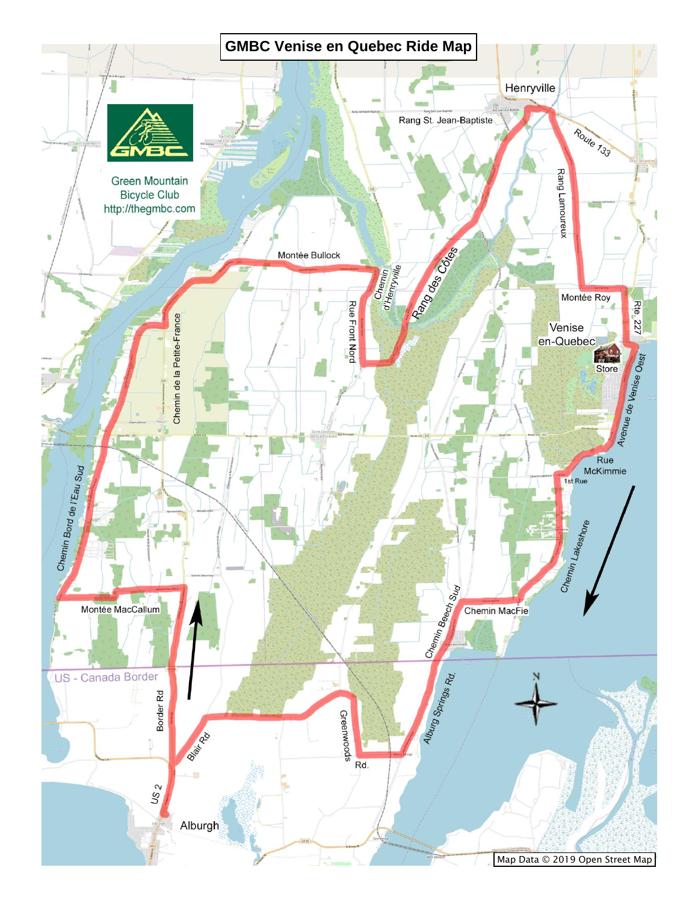# GMBC Venise en Quebec Ride Map

Green Mountain Bicycle Club
http://thegmbc.com

Henryville
Rang St. Jean-Baptiste
Route 133
Rang Lamoureux
Montée Bullock
Chemin d'Henryville
Rang des Côtes
Rue Front Nord
Montée Roy
Rte. 227
Venise en-Quebec
Store
Avenue de Venise Oest
Chemin de la Petite-France
Rue McKimmie
1st Rue
Chemin Bord de l'Eau Sud
Chemin Lakeshore
Montée MacCallum
Chemin Beech Sud
Chemin MacFie
US - Canada Border
Border Rd
Alburg Springs Rd.
Blair Rd
Greenwoods Rd.
US 2
Alburgh
N

Map Data © 2019 Open Street Map